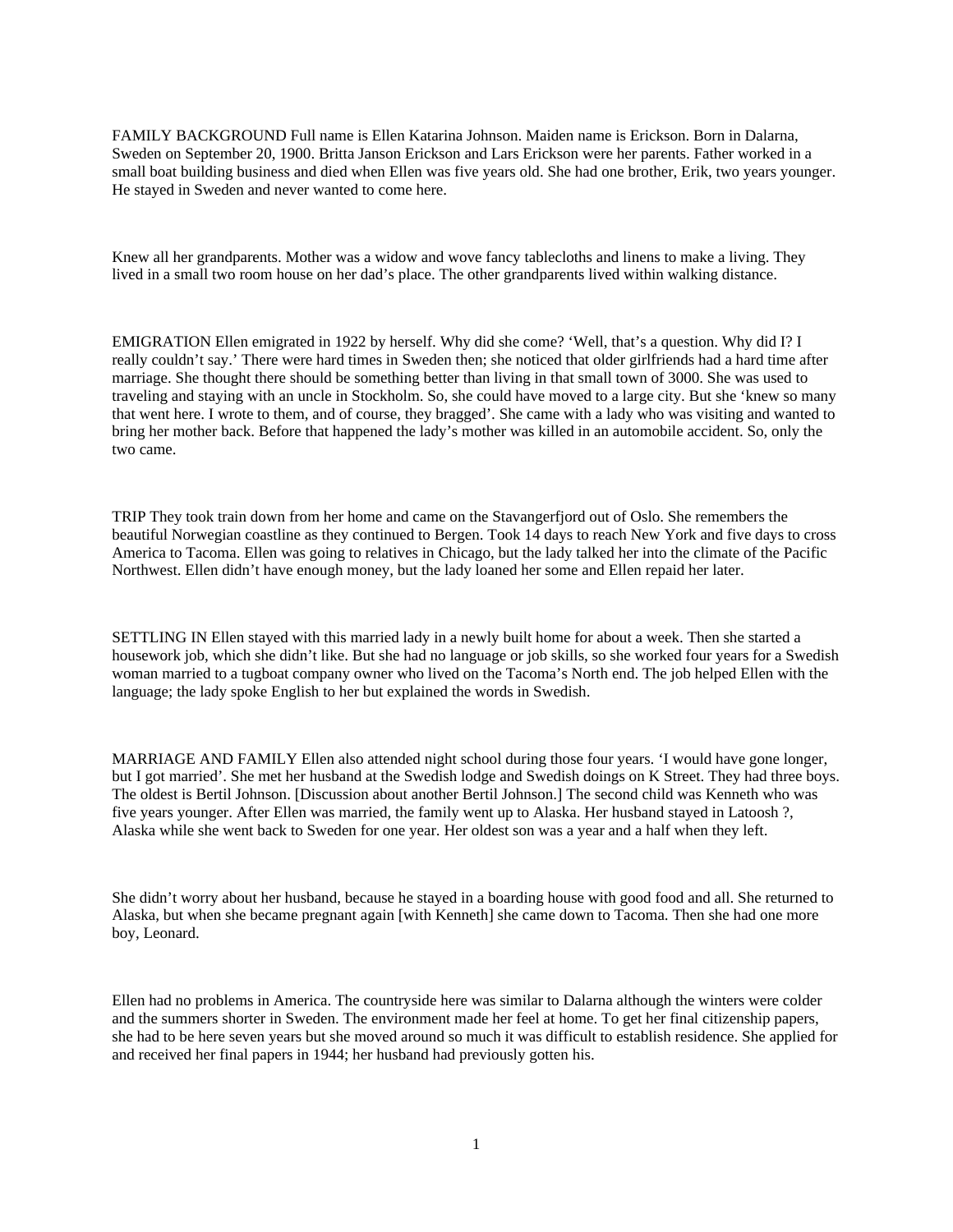FAMILY BACKGROUND Full name is Ellen Katarina Johnson. Maiden name is Erickson. Born in Dalarna, Sweden on September 20, 1900. Britta Janson Erickson and Lars Erickson were her parents. Father worked in a small boat building business and died when Ellen was five years old. She had one brother, Erik, two years younger. He stayed in Sweden and never wanted to come here.

Knew all her grandparents. Mother was a widow and wove fancy tablecloths and linens to make a living. They lived in a small two room house on her dad's place. The other grandparents lived within walking distance.

EMIGRATION Ellen emigrated in 1922 by herself. Why did she come? 'Well, that's a question. Why did I? I really couldn't say.' There were hard times in Sweden then; she noticed that older girlfriends had a hard time after marriage. She thought there should be something better than living in that small town of 3000. She was used to traveling and staying with an uncle in Stockholm. So, she could have moved to a large city. But she 'knew so many that went here. I wrote to them, and of course, they bragged'. She came with a lady who was visiting and wanted to bring her mother back. Before that happened the lady's mother was killed in an automobile accident. So, only the two came.

TRIP They took train down from her home and came on the Stavangerfjord out of Oslo. She remembers the beautiful Norwegian coastline as they continued to Bergen. Took 14 days to reach New York and five days to cross America to Tacoma. Ellen was going to relatives in Chicago, but the lady talked her into the climate of the Pacific Northwest. Ellen didn't have enough money, but the lady loaned her some and Ellen repaid her later.

SETTLING IN Ellen stayed with this married lady in a newly built home for about a week. Then she started a housework job, which she didn't like. But she had no language or job skills, so she worked four years for a Swedish woman married to a tugboat company owner who lived on the Tacoma's North end. The job helped Ellen with the language; the lady spoke English to her but explained the words in Swedish.

MARRIAGE AND FAMILY Ellen also attended night school during those four years. 'I would have gone longer, but I got married'. She met her husband at the Swedish lodge and Swedish doings on K Street. They had three boys. The oldest is Bertil Johnson. [Discussion about another Bertil Johnson.] The second child was Kenneth who was five years younger. After Ellen was married, the family went up to Alaska. Her husband stayed in Latoosh ?, Alaska while she went back to Sweden for one year. Her oldest son was a year and a half when they left.

She didn't worry about her husband, because he stayed in a boarding house with good food and all. She returned to Alaska, but when she became pregnant again [with Kenneth] she came down to Tacoma. Then she had one more boy, Leonard.

Ellen had no problems in America. The countryside here was similar to Dalarna although the winters were colder and the summers shorter in Sweden. The environment made her feel at home. To get her final citizenship papers, she had to be here seven years but she moved around so much it was difficult to establish residence. She applied for and received her final papers in 1944; her husband had previously gotten his.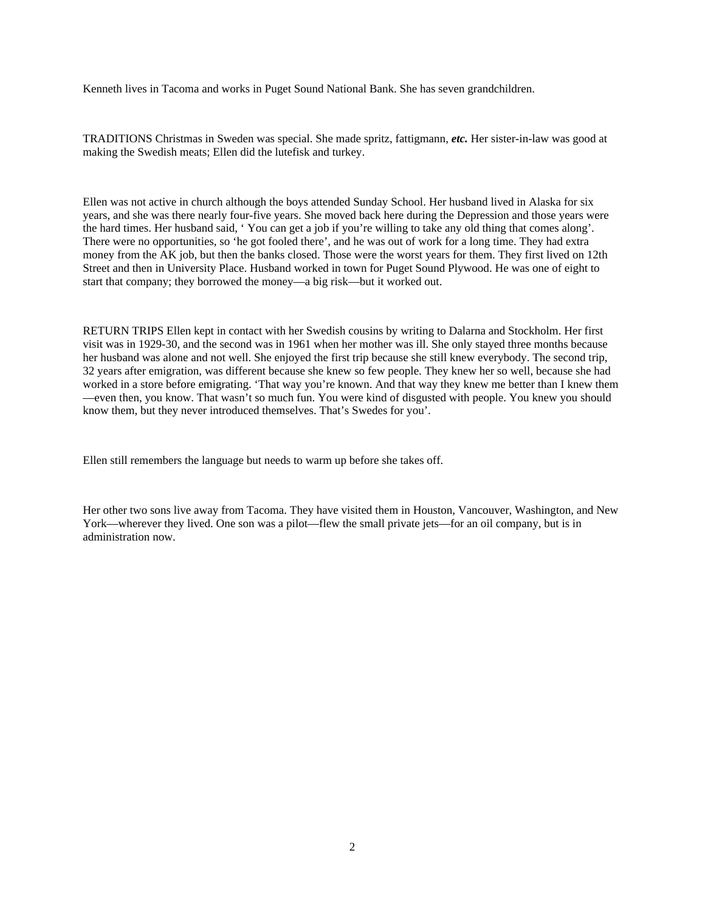Kenneth lives in Tacoma and works in Puget Sound National Bank. She has seven grandchildren.

TRADITIONS Christmas in Sweden was special. She made spritz, fattigmann, ***etc.*** Her sister-in-law was good at making the Swedish meats; Ellen did the lutefisk and turkey.

Ellen was not active in church although the boys attended Sunday School. Her husband lived in Alaska for six years, and she was there nearly four-five years. She moved back here during the Depression and those years were the hard times. Her husband said, ' You can get a job if you're willing to take any old thing that comes along'. There were no opportunities, so 'he got fooled there', and he was out of work for a long time. They had extra money from the AK job, but then the banks closed. Those were the worst years for them. They first lived on 12th Street and then in University Place. Husband worked in town for Puget Sound Plywood. He was one of eight to start that company; they borrowed the money—a big risk—but it worked out.

RETURN TRIPS Ellen kept in contact with her Swedish cousins by writing to Dalarna and Stockholm. Her first visit was in 1929-30, and the second was in 1961 when her mother was ill. She only stayed three months because her husband was alone and not well. She enjoyed the first trip because she still knew everybody. The second trip, 32 years after emigration, was different because she knew so few people. They knew her so well, because she had worked in a store before emigrating. 'That way you're known. And that way they knew me better than I knew them—even then, you know. That wasn't so much fun. You were kind of disgusted with people. You knew you should know them, but they never introduced themselves. That's Swedes for you'.

Ellen still remembers the language but needs to warm up before she takes off.

Her other two sons live away from Tacoma. They have visited them in Houston, Vancouver, Washington, and New York—wherever they lived. One son was a pilot—flew the small private jets—for an oil company, but is in administration now.